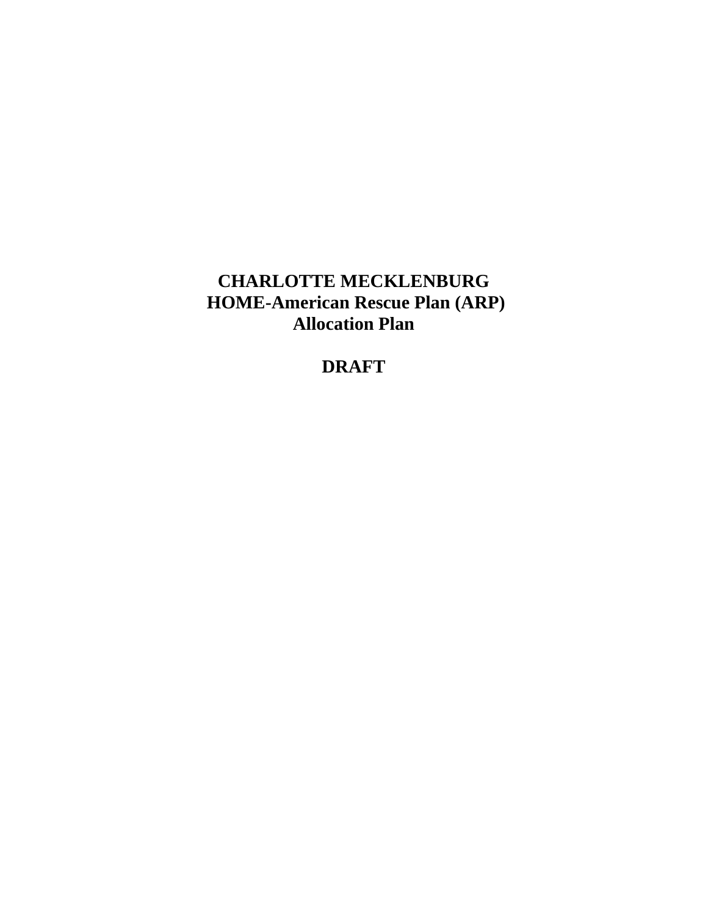# CHARLOTTE MECKLENBURG
# HOME-American Rescue Plan (ARP)
# Allocation Plan

## DRAFT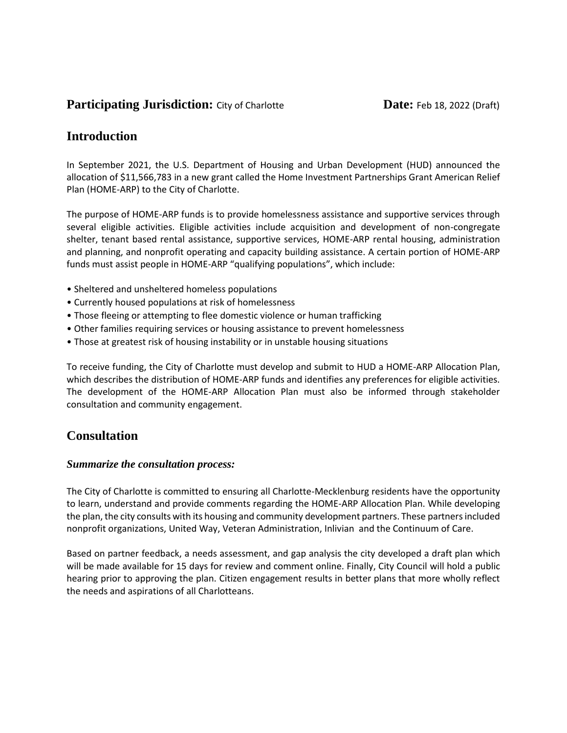**Participating Jurisdiction:** City of Charlotte **Date:** Feb 18, 2022 (Draft)

## Introduction

In September 2021, the U.S. Department of Housing and Urban Development (HUD) announced the allocation of $11,566,783 in a new grant called the Home Investment Partnerships Grant American Relief Plan (HOME-ARP) to the City of Charlotte.

The purpose of HOME-ARP funds is to provide homelessness assistance and supportive services through several eligible activities. Eligible activities include acquisition and development of non-congregate shelter, tenant based rental assistance, supportive services, HOME-ARP rental housing, administration and planning, and nonprofit operating and capacity building assistance. A certain portion of HOME-ARP funds must assist people in HOME-ARP "qualifying populations", which include:

- Sheltered and unsheltered homeless populations
- Currently housed populations at risk of homelessness
- Those fleeing or attempting to flee domestic violence or human trafficking
- Other families requiring services or housing assistance to prevent homelessness
- Those at greatest risk of housing instability or in unstable housing situations

To receive funding, the City of Charlotte must develop and submit to HUD a HOME-ARP Allocation Plan, which describes the distribution of HOME-ARP funds and identifies any preferences for eligible activities. The development of the HOME-ARP Allocation Plan must also be informed through stakeholder consultation and community engagement.

## Consultation

### *Summarize the consultation process:*

The City of Charlotte is committed to ensuring all Charlotte-Mecklenburg residents have the opportunity to learn, understand and provide comments regarding the HOME-ARP Allocation Plan. While developing the plan, the city consults with its housing and community development partners. These partners included nonprofit organizations, United Way, Veteran Administration, Inlivian and the Continuum of Care.

Based on partner feedback, a needs assessment, and gap analysis the city developed a draft plan which will be made available for 15 days for review and comment online. Finally, City Council will hold a public hearing prior to approving the plan. Citizen engagement results in better plans that more wholly reflect the needs and aspirations of all Charlotteans.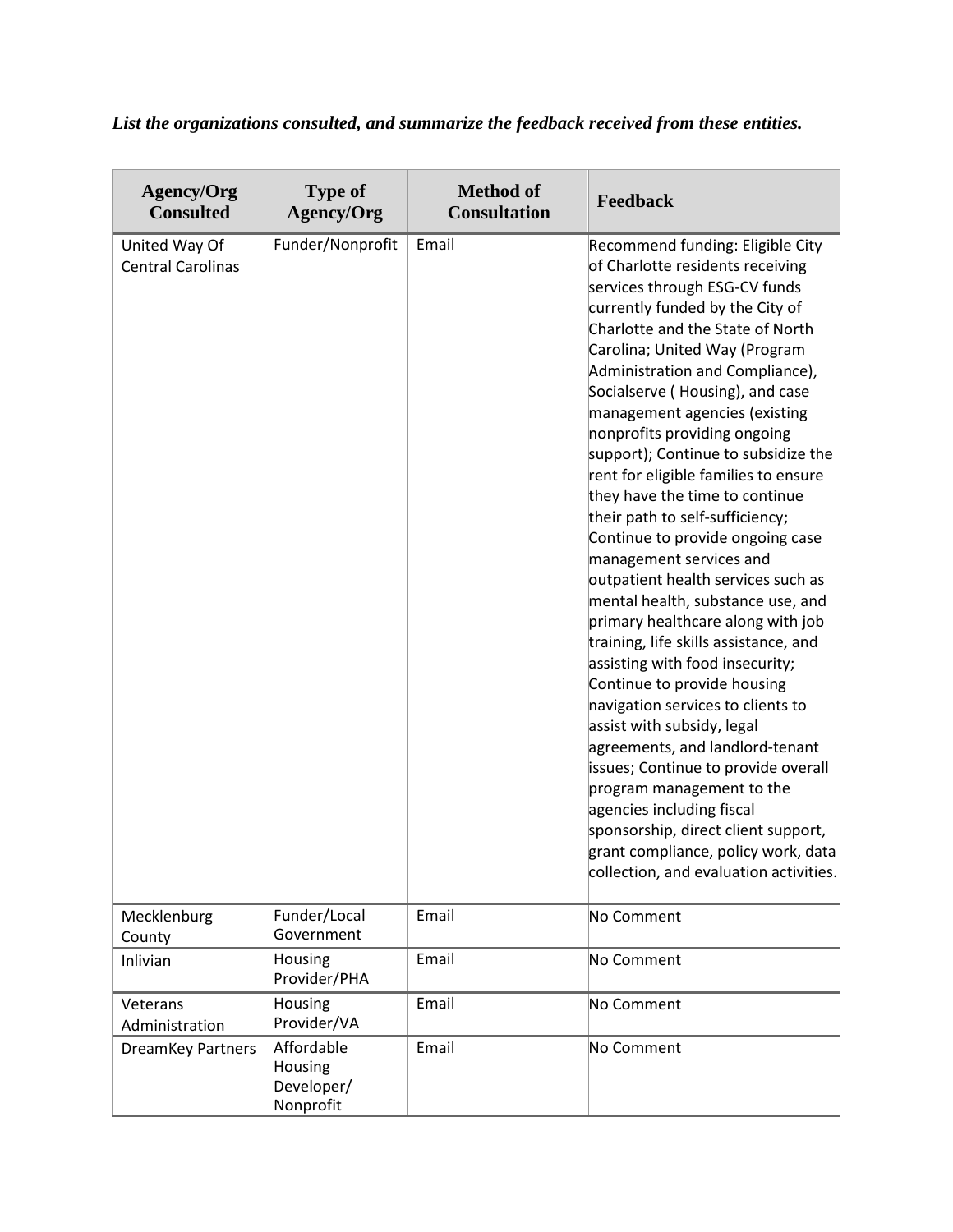***List the organizations consulted, and summarize the feedback received from these entities.***

| Agency/Org Consulted | Type of Agency/Org | Method of Consultation | Feedback |
| --- | --- | --- | --- |
| United Way Of Central Carolinas | Funder/Nonprofit | Email | Recommend funding: Eligible City of Charlotte residents receiving services through ESG-CV funds currently funded by the City of Charlotte and the State of North Carolina; United Way (Program Administration and Compliance), Socialserve ( Housing), and case management agencies (existing nonprofits providing ongoing support); Continue to subsidize the rent for eligible families to ensure they have the time to continue their path to self-sufficiency; Continue to provide ongoing case management services and outpatient health services such as mental health, substance use, and primary healthcare along with job training, life skills assistance, and assisting with food insecurity; Continue to provide housing navigation services to clients to assist with subsidy, legal agreements, and landlord-tenant issues; Continue to provide overall program management to the agencies including fiscal sponsorship, direct client support, grant compliance, policy work, data collection, and evaluation activities. |
| Mecklenburg County | Funder/Local Government | Email | No Comment |
| Inlivian | Housing Provider/PHA | Email | No Comment |
| Veterans Administration | Housing Provider/VA | Email | No Comment |
| DreamKey Partners | Affordable Housing Developer/ Nonprofit | Email | No Comment |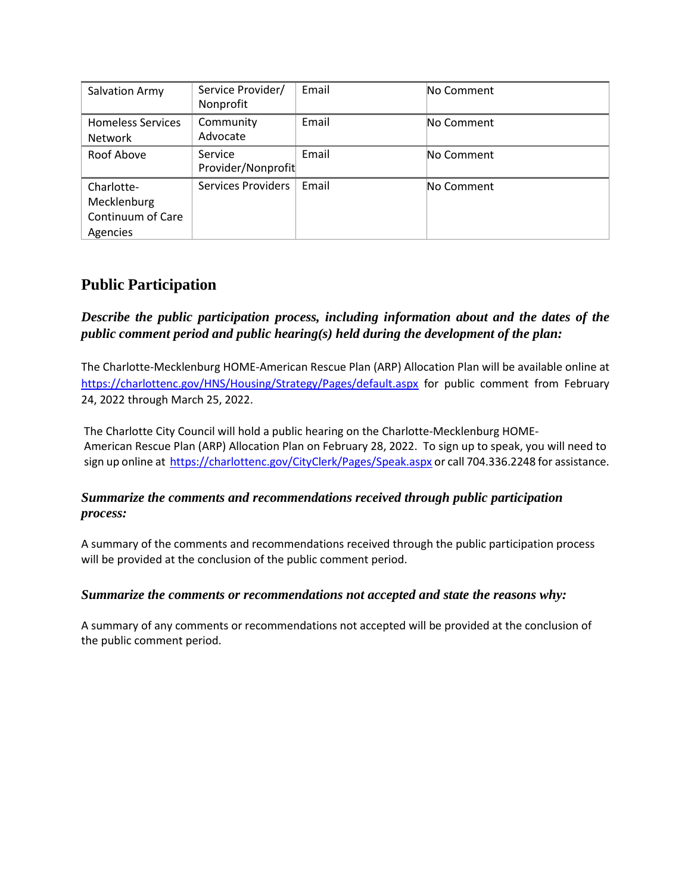| Salvation Army | Service Provider/ Nonprofit | Email | No Comment |
|---|---|---|---|
| Homeless Services Network | Community Advocate | Email | No Comment |
| Roof Above | Service Provider/Nonprofit | Email | No Comment |
| Charlotte-Mecklenburg Continuum of Care Agencies | Services Providers | Email | No Comment |

## Public Participation

***Describe the public participation process, including information about and the dates of the public comment period and public hearing(s) held during the development of the plan:***

The Charlotte-Mecklenburg HOME-American Rescue Plan (ARP) Allocation Plan will be available online at https://charlottenc.gov/HNS/Housing/Strategy/Pages/default.aspx for public comment from February 24, 2022 through March 25, 2022.

The Charlotte City Council will hold a public hearing on the Charlotte-Mecklenburg HOME-American Rescue Plan (ARP) Allocation Plan on February 28, 2022. To sign up to speak, you will need to sign up online at https://charlottenc.gov/CityClerk/Pages/Speak.aspx or call 704.336.2248 for assistance.

***Summarize the comments and recommendations received through public participation process:***

A summary of the comments and recommendations received through the public participation process will be provided at the conclusion of the public comment period.

***Summarize the comments or recommendations not accepted and state the reasons why:***

A summary of any comments or recommendations not accepted will be provided at the conclusion of the public comment period.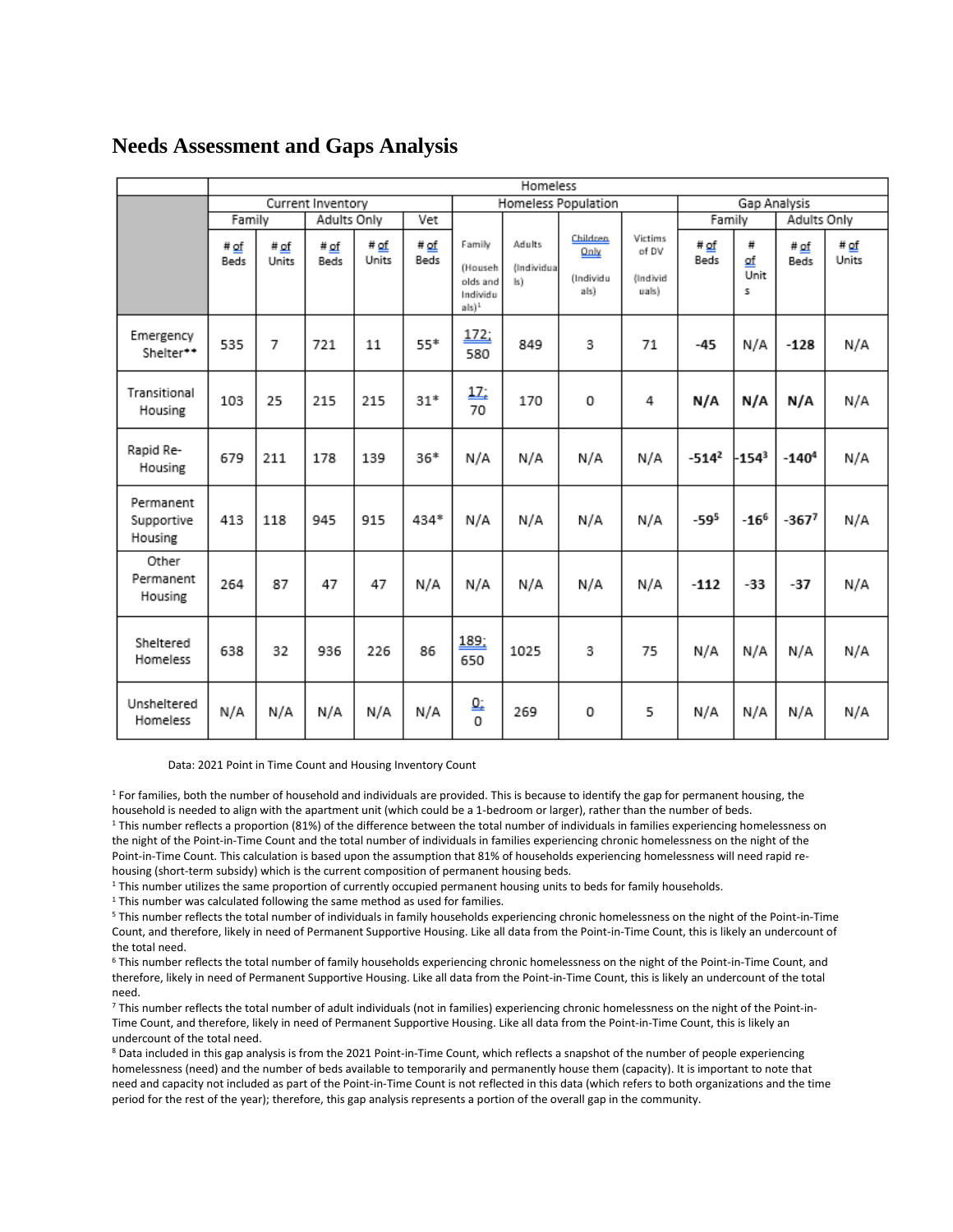# Needs Assessment and Gaps Analysis

| | Homeless | | | | | | | | | | | | |
|---|---|---|---|---|---|---|---|---|---|---|---|---|---|
| | Current Inventory | | | | | Homeless Population | | | | Gap Analysis | | | |
| | Family | | Adults Only | | Vet | | | | | Family | | Adults Only | |
| | # of Beds | # of Units | # of Beds | # of Units | # of Beds | Family (Households and Individuals)[1] | Adults (Individuals) | Children Only (Individuals) | Victims of DV (Individuals) | # of Beds | # of Units | # of Beds | # of Units |
| Emergency Shelter** | 535 | 7 | 721 | 11 | 55* | 172; 580 | 849 | 3 | 71 | **-45** | N/A | **-128** | N/A |
| Transitional Housing | 103 | 25 | 215 | 215 | 31* | 17; 70 | 170 | 0 | 4 | **N/A** | **N/A** | **N/A** | N/A |
| Rapid Re-Housing | 679 | 211 | 178 | 139 | 36* | N/A | N/A | N/A | N/A | **-514[2]** | **-154[3]** | **-140[4]** | N/A |
| Permanent Supportive Housing | 413 | 118 | 945 | 915 | 434* | N/A | N/A | N/A | N/A | **-59[5]** | **-16[6]** | **-367[7]** | N/A |
| Other Permanent Housing | 264 | 87 | 47 | 47 | N/A | N/A | N/A | N/A | N/A | **-112** | **-33** | **-37** | N/A |
| Sheltered Homeless | 638 | 32 | 936 | 226 | 86 | 189; 650 | 1025 | 3 | 75 | N/A | N/A | N/A | N/A |
| Unsheltered Homeless | N/A | N/A | N/A | N/A | N/A | 0; 0 | 269 | 0 | 5 | N/A | N/A | N/A | N/A |

Data: 2021 Point in Time Count and Housing Inventory Count

[1] For families, both the number of household and individuals are provided. This is because to identify the gap for permanent housing, the household is needed to align with the apartment unit (which could be a 1-bedroom or larger), rather than the number of beds.

[1] This number reflects a proportion (81%) of the difference between the total number of individuals in families experiencing homelessness on the night of the Point-in-Time Count and the total number of individuals in families experiencing chronic homelessness on the night of the Point-in-Time Count. This calculation is based upon the assumption that 81% of households experiencing homelessness will need rapid re-housing (short-term subsidy) which is the current composition of permanent housing beds.

[1] This number utilizes the same proportion of currently occupied permanent housing units to beds for family households.

[1] This number was calculated following the same method as used for families.

[5] This number reflects the total number of individuals in family households experiencing chronic homelessness on the night of the Point-in-Time Count, and therefore, likely in need of Permanent Supportive Housing. Like all data from the Point-in-Time Count, this is likely an undercount of the total need.

[6] This number reflects the total number of family households experiencing chronic homelessness on the night of the Point-in-Time Count, and therefore, likely in need of Permanent Supportive Housing. Like all data from the Point-in-Time Count, this is likely an undercount of the total need.

[7] This number reflects the total number of adult individuals (not in families) experiencing chronic homelessness on the night of the Point-in-Time Count, and therefore, likely in need of Permanent Supportive Housing. Like all data from the Point-in-Time Count, this is likely an undercount of the total need.

[8] Data included in this gap analysis is from the 2021 Point-in-Time Count, which reflects a snapshot of the number of people experiencing homelessness (need) and the number of beds available to temporarily and permanently house them (capacity). It is important to note that need and capacity not included as part of the Point-in-Time Count is not reflected in this data (which refers to both organizations and the time period for the rest of the year); therefore, this gap analysis represents a portion of the overall gap in the community.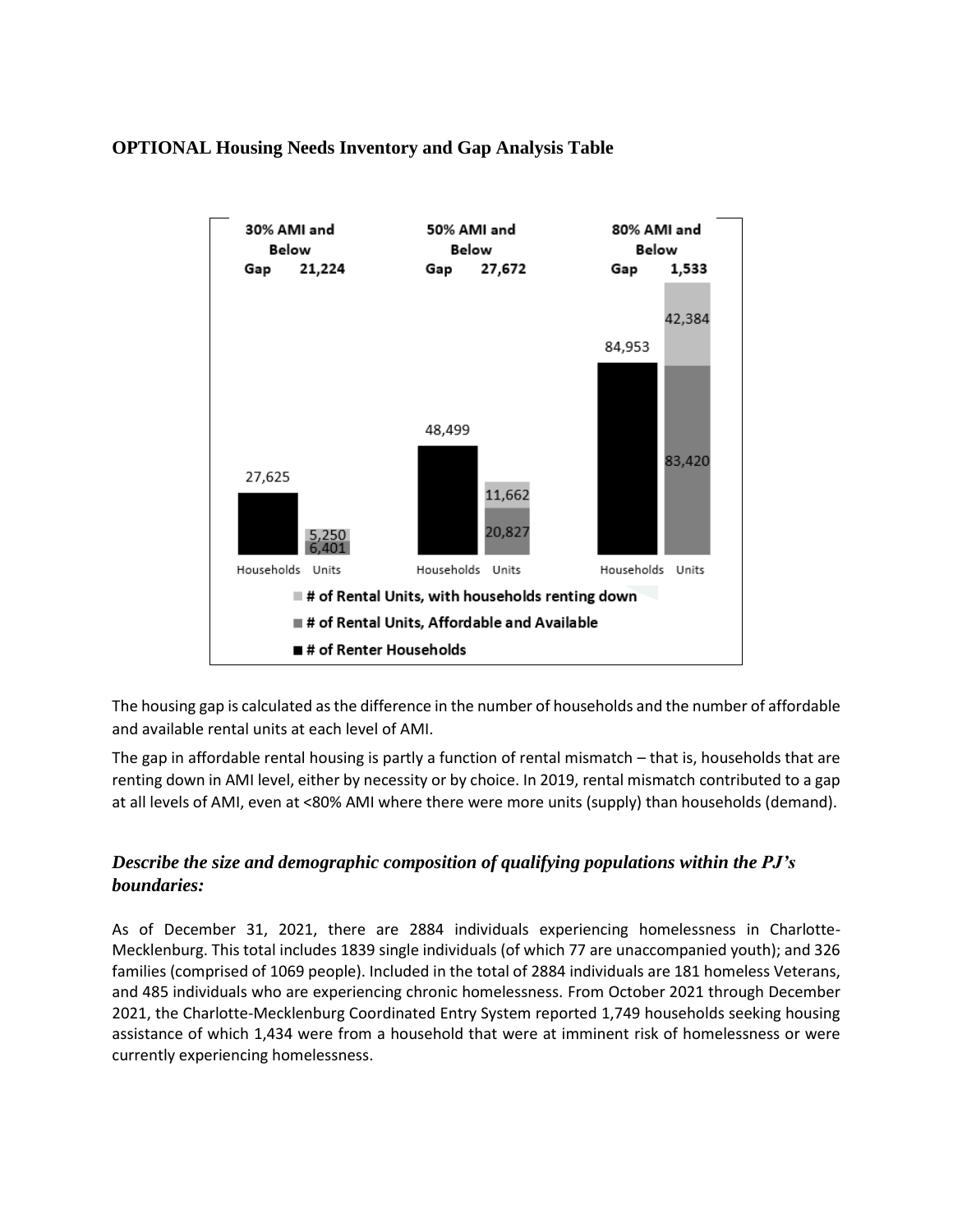### OPTIONAL Housing Needs Inventory and Gap Analysis Table

| | 30% AMI and Below | 50% AMI and Below | 80% AMI and Below |
|---|---|---|---|
| Gap | 21,224 | 27,672 | 1,533 |
| # of Renter Households | 27,625 | 48,499 | 84,953 |
| # of Rental Units, Affordable and Available | 6,401 | 20,827 | 83,420 |
| # of Rental Units, with households renting down | 5,250 | 11,662 | 42,384 |

The housing gap is calculated as the difference in the number of households and the number of affordable and available rental units at each level of AMI.

The gap in affordable rental housing is partly a function of rental mismatch – that is, households that are renting down in AMI level, either by necessity or by choice. In 2019, rental mismatch contributed to a gap at all levels of AMI, even at <80% AMI where there were more units (supply) than households (demand).

### *Describe the size and demographic composition of qualifying populations within the PJ's boundaries:*

As of December 31, 2021, there are 2884 individuals experiencing homelessness in Charlotte-Mecklenburg. This total includes 1839 single individuals (of which 77 are unaccompanied youth); and 326 families (comprised of 1069 people). Included in the total of 2884 individuals are 181 homeless Veterans, and 485 individuals who are experiencing chronic homelessness. From October 2021 through December 2021, the Charlotte-Mecklenburg Coordinated Entry System reported 1,749 households seeking housing assistance of which 1,434 were from a household that were at imminent risk of homelessness or were currently experiencing homelessness.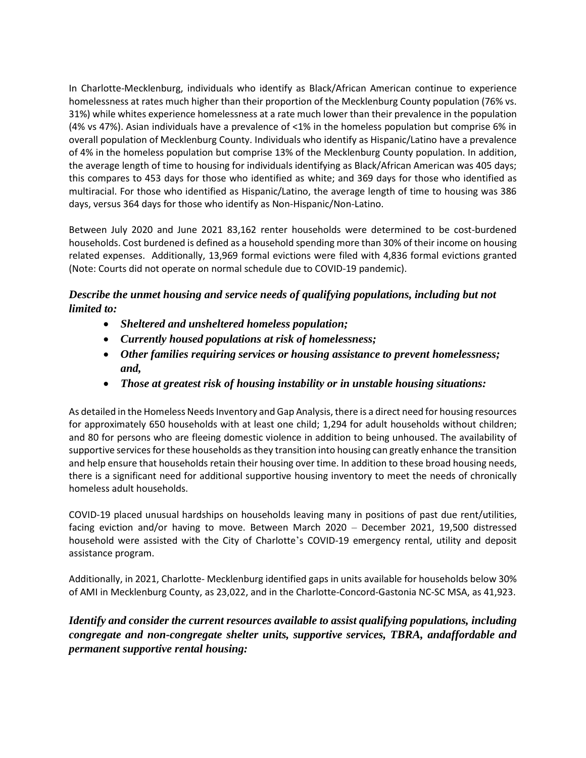In Charlotte-Mecklenburg, individuals who identify as Black/African American continue to experience homelessness at rates much higher than their proportion of the Mecklenburg County population (76% vs. 31%) while whites experience homelessness at a rate much lower than their prevalence in the population (4% vs 47%). Asian individuals have a prevalence of <1% in the homeless population but comprise 6% in overall population of Mecklenburg County. Individuals who identify as Hispanic/Latino have a prevalence of 4% in the homeless population but comprise 13% of the Mecklenburg County population. In addition, the average length of time to housing for individuals identifying as Black/African American was 405 days; this compares to 453 days for those who identified as white; and 369 days for those who identified as multiracial. For those who identified as Hispanic/Latino, the average length of time to housing was 386 days, versus 364 days for those who identify as Non-Hispanic/Non-Latino.

Between July 2020 and June 2021 83,162 renter households were determined to be cost-burdened households. Cost burdened is defined as a household spending more than 30% of their income on housing related expenses. Additionally, 13,969 formal evictions were filed with 4,836 formal evictions granted (Note: Courts did not operate on normal schedule due to COVID-19 pandemic).

***Describe the unmet housing and service needs of qualifying populations, including but not limited to:***

- ***Sheltered and unsheltered homeless population;***
- ***Currently housed populations at risk of homelessness;***
- ***Other families requiring services or housing assistance to prevent homelessness; and,***
- ***Those at greatest risk of housing instability or in unstable housing situations:***

As detailed in the Homeless Needs Inventory and Gap Analysis, there is a direct need for housing resources for approximately 650 households with at least one child; 1,294 for adult households without children; and 80 for persons who are fleeing domestic violence in addition to being unhoused. The availability of supportive services for these households as they transition into housing can greatly enhance the transition and help ensure that households retain their housing over time. In addition to these broad housing needs, there is a significant need for additional supportive housing inventory to meet the needs of chronically homeless adult households.

COVID-19 placed unusual hardships on households leaving many in positions of past due rent/utilities, facing eviction and/or having to move. Between March 2020 – December 2021, 19,500 distressed household were assisted with the City of Charlotte's COVID-19 emergency rental, utility and deposit assistance program.

Additionally, in 2021, Charlotte- Mecklenburg identified gaps in units available for households below 30% of AMI in Mecklenburg County, as 23,022, and in the Charlotte-Concord-Gastonia NC-SC MSA, as 41,923.

***Identify and consider the current resources available to assist qualifying populations, including congregate and non-congregate shelter units, supportive services, TBRA, andaffordable and permanent supportive rental housing:***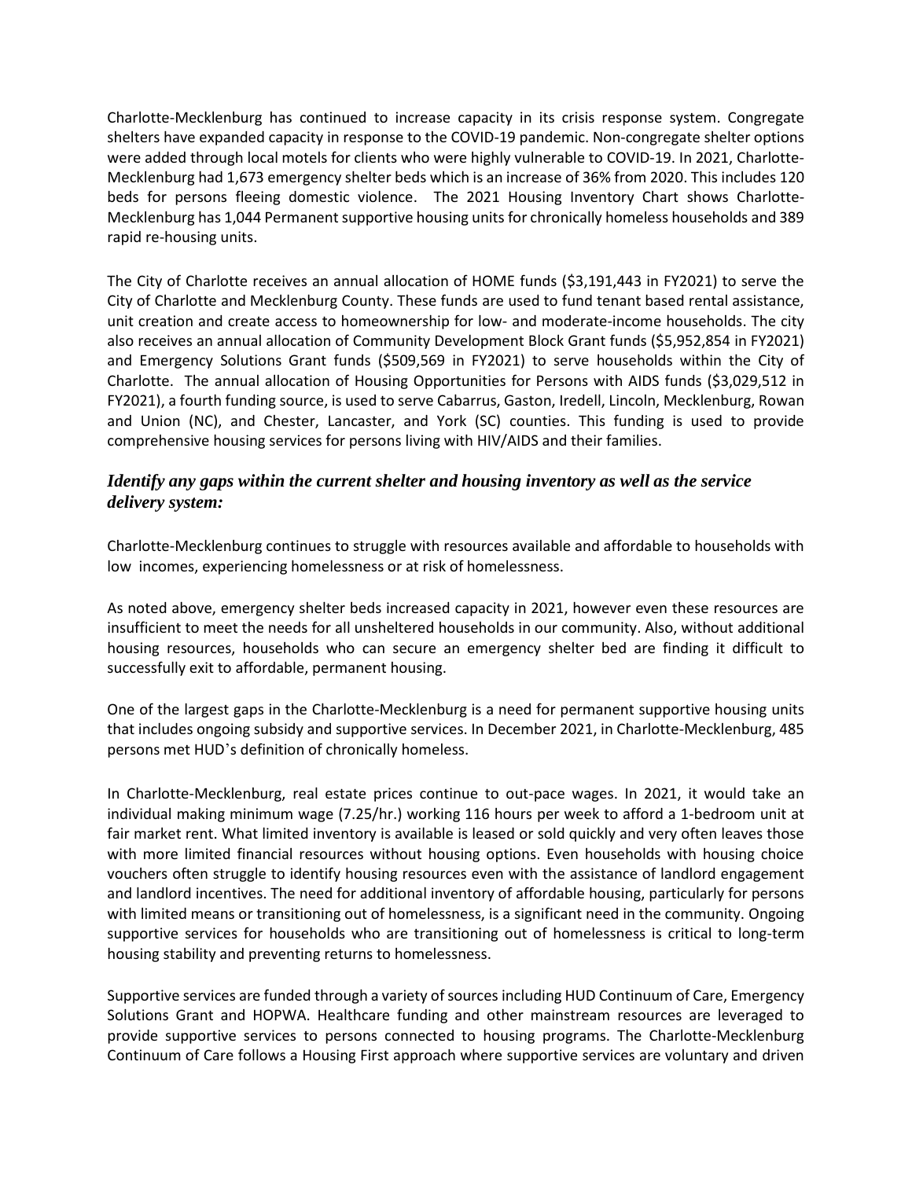Charlotte-Mecklenburg has continued to increase capacity in its crisis response system. Congregate shelters have expanded capacity in response to the COVID-19 pandemic. Non-congregate shelter options were added through local motels for clients who were highly vulnerable to COVID-19. In 2021, Charlotte-Mecklenburg had 1,673 emergency shelter beds which is an increase of 36% from 2020. This includes 120 beds for persons fleeing domestic violence. The 2021 Housing Inventory Chart shows Charlotte-Mecklenburg has 1,044 Permanent supportive housing units for chronically homeless households and 389 rapid re-housing units.

The City of Charlotte receives an annual allocation of HOME funds ($3,191,443 in FY2021) to serve the City of Charlotte and Mecklenburg County. These funds are used to fund tenant based rental assistance, unit creation and create access to homeownership for low- and moderate-income households. The city also receives an annual allocation of Community Development Block Grant funds ($5,952,854 in FY2021) and Emergency Solutions Grant funds ($509,569 in FY2021) to serve households within the City of Charlotte. The annual allocation of Housing Opportunities for Persons with AIDS funds ($3,029,512 in FY2021), a fourth funding source, is used to serve Cabarrus, Gaston, Iredell, Lincoln, Mecklenburg, Rowan and Union (NC), and Chester, Lancaster, and York (SC) counties. This funding is used to provide comprehensive housing services for persons living with HIV/AIDS and their families.

### *Identify any gaps within the current shelter and housing inventory as well as the service delivery system:*

Charlotte-Mecklenburg continues to struggle with resources available and affordable to households with low incomes, experiencing homelessness or at risk of homelessness.

As noted above, emergency shelter beds increased capacity in 2021, however even these resources are insufficient to meet the needs for all unsheltered households in our community. Also, without additional housing resources, households who can secure an emergency shelter bed are finding it difficult to successfully exit to affordable, permanent housing.

One of the largest gaps in the Charlotte-Mecklenburg is a need for permanent supportive housing units that includes ongoing subsidy and supportive services. In December 2021, in Charlotte-Mecklenburg, 485 persons met HUD's definition of chronically homeless.

In Charlotte-Mecklenburg, real estate prices continue to out-pace wages. In 2021, it would take an individual making minimum wage (7.25/hr.) working 116 hours per week to afford a 1-bedroom unit at fair market rent. What limited inventory is available is leased or sold quickly and very often leaves those with more limited financial resources without housing options. Even households with housing choice vouchers often struggle to identify housing resources even with the assistance of landlord engagement and landlord incentives. The need for additional inventory of affordable housing, particularly for persons with limited means or transitioning out of homelessness, is a significant need in the community. Ongoing supportive services for households who are transitioning out of homelessness is critical to long-term housing stability and preventing returns to homelessness.

Supportive services are funded through a variety of sources including HUD Continuum of Care, Emergency Solutions Grant and HOPWA. Healthcare funding and other mainstream resources are leveraged to provide supportive services to persons connected to housing programs. The Charlotte-Mecklenburg Continuum of Care follows a Housing First approach where supportive services are voluntary and driven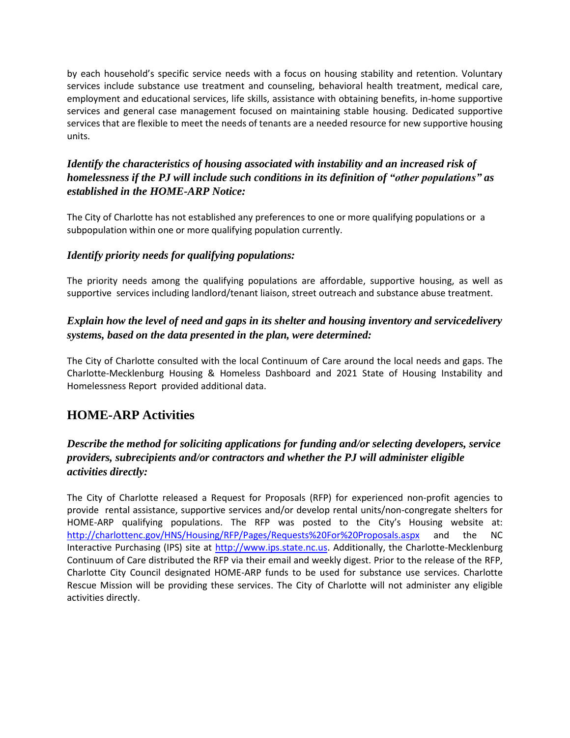by each household's specific service needs with a focus on housing stability and retention. Voluntary services include substance use treatment and counseling, behavioral health treatment, medical care, employment and educational services, life skills, assistance with obtaining benefits, in-home supportive services and general case management focused on maintaining stable housing. Dedicated supportive services that are flexible to meet the needs of tenants are a needed resource for new supportive housing units.

### *Identify the characteristics of housing associated with instability and an increased risk of homelessness if the PJ will include such conditions in its definition of "other populations" as established in the HOME-ARP Notice:*

The City of Charlotte has not established any preferences to one or more qualifying populations or a subpopulation within one or more qualifying population currently.

### *Identify priority needs for qualifying populations:*

The priority needs among the qualifying populations are affordable, supportive housing, as well as supportive services including landlord/tenant liaison, street outreach and substance abuse treatment.

### *Explain how the level of need and gaps in its shelter and housing inventory and servicedelivery systems, based on the data presented in the plan, were determined:*

The City of Charlotte consulted with the local Continuum of Care around the local needs and gaps. The Charlotte-Mecklenburg Housing & Homeless Dashboard and 2021 State of Housing Instability and Homelessness Report provided additional data.

## HOME-ARP Activities

### *Describe the method for soliciting applications for funding and/or selecting developers, service providers, subrecipients and/or contractors and whether the PJ will administer eligible activities directly:*

The City of Charlotte released a Request for Proposals (RFP) for experienced non-profit agencies to provide rental assistance, supportive services and/or develop rental units/non-congregate shelters for HOME-ARP qualifying populations. The RFP was posted to the City's Housing website at: http://charlottenc.gov/HNS/Housing/RFP/Pages/Requests%20For%20Proposals.aspx and the NC Interactive Purchasing (IPS) site at http://www.ips.state.nc.us. Additionally, the Charlotte-Mecklenburg Continuum of Care distributed the RFP via their email and weekly digest. Prior to the release of the RFP, Charlotte City Council designated HOME-ARP funds to be used for substance use services. Charlotte Rescue Mission will be providing these services. The City of Charlotte will not administer any eligible activities directly.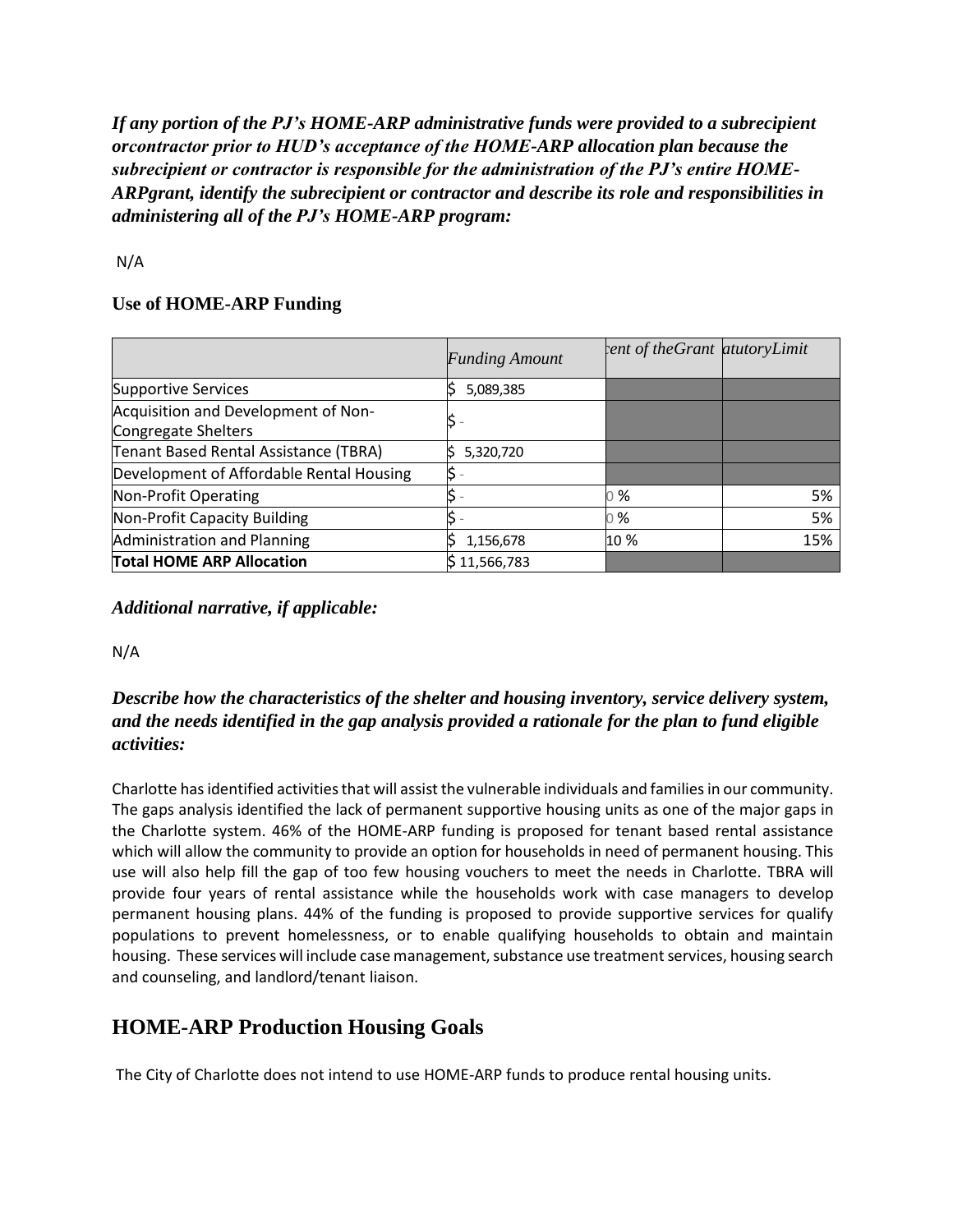***If any portion of the PJ's HOME-ARP administrative funds were provided to a subrecipient orcontractor prior to HUD's acceptance of the HOME-ARP allocation plan because the subrecipient or contractor is responsible for the administration of the PJ's entire HOME-ARPgrant, identify the subrecipient or contractor and describe its role and responsibilities in administering all of the PJ's HOME-ARP program:***

N/A

### Use of HOME-ARP Funding

| | *Funding Amount* | *ent of theGrant* | *atutoryLimit* |
|---|---|---|---|
| Supportive Services | $ 5,089,385 | | |
| Acquisition and Development of Non-Congregate Shelters | $ - | | |
| Tenant Based Rental Assistance (TBRA) | $ 5,320,720 | | |
| Development of Affordable Rental Housing | $ - | | |
| Non-Profit Operating | $ - | 0 % | 5% |
| Non-Profit Capacity Building | $ - | 0 % | 5% |
| Administration and Planning | $ 1,156,678 | 10 % | 15% |
| **Total HOME ARP Allocation** | $ 11,566,783 | | |

***Additional narrative, if applicable:***

N/A

***Describe how the characteristics of the shelter and housing inventory, service delivery system, and the needs identified in the gap analysis provided a rationale for the plan to fund eligible activities:***

Charlotte has identified activities that will assist the vulnerable individuals and families in our community. The gaps analysis identified the lack of permanent supportive housing units as one of the major gaps in the Charlotte system. 46% of the HOME-ARP funding is proposed for tenant based rental assistance which will allow the community to provide an option for households in need of permanent housing. This use will also help fill the gap of too few housing vouchers to meet the needs in Charlotte. TBRA will provide four years of rental assistance while the households work with case managers to develop permanent housing plans. 44% of the funding is proposed to provide supportive services for qualify populations to prevent homelessness, or to enable qualifying households to obtain and maintain housing. These services will include case management, substance use treatment services, housing search and counseling, and landlord/tenant liaison.

## HOME-ARP Production Housing Goals

The City of Charlotte does not intend to use HOME-ARP funds to produce rental housing units.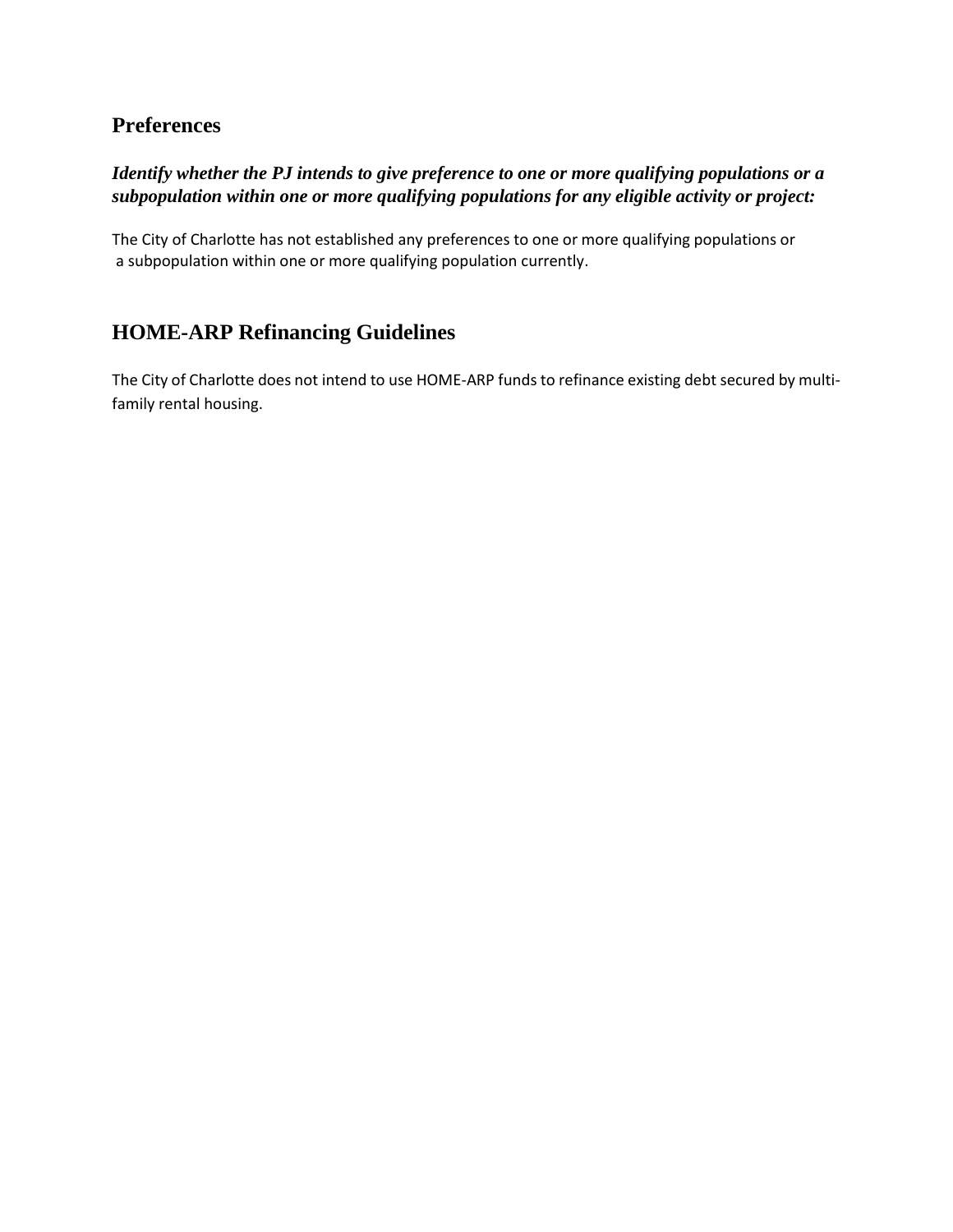## Preferences

***Identify whether the PJ intends to give preference to one or more qualifying populations or a subpopulation within one or more qualifying populations for any eligible activity or project:***

The City of Charlotte has not established any preferences to one or more qualifying populations or a subpopulation within one or more qualifying population currently.

## HOME-ARP Refinancing Guidelines

The City of Charlotte does not intend to use HOME-ARP funds to refinance existing debt secured by multi-family rental housing.